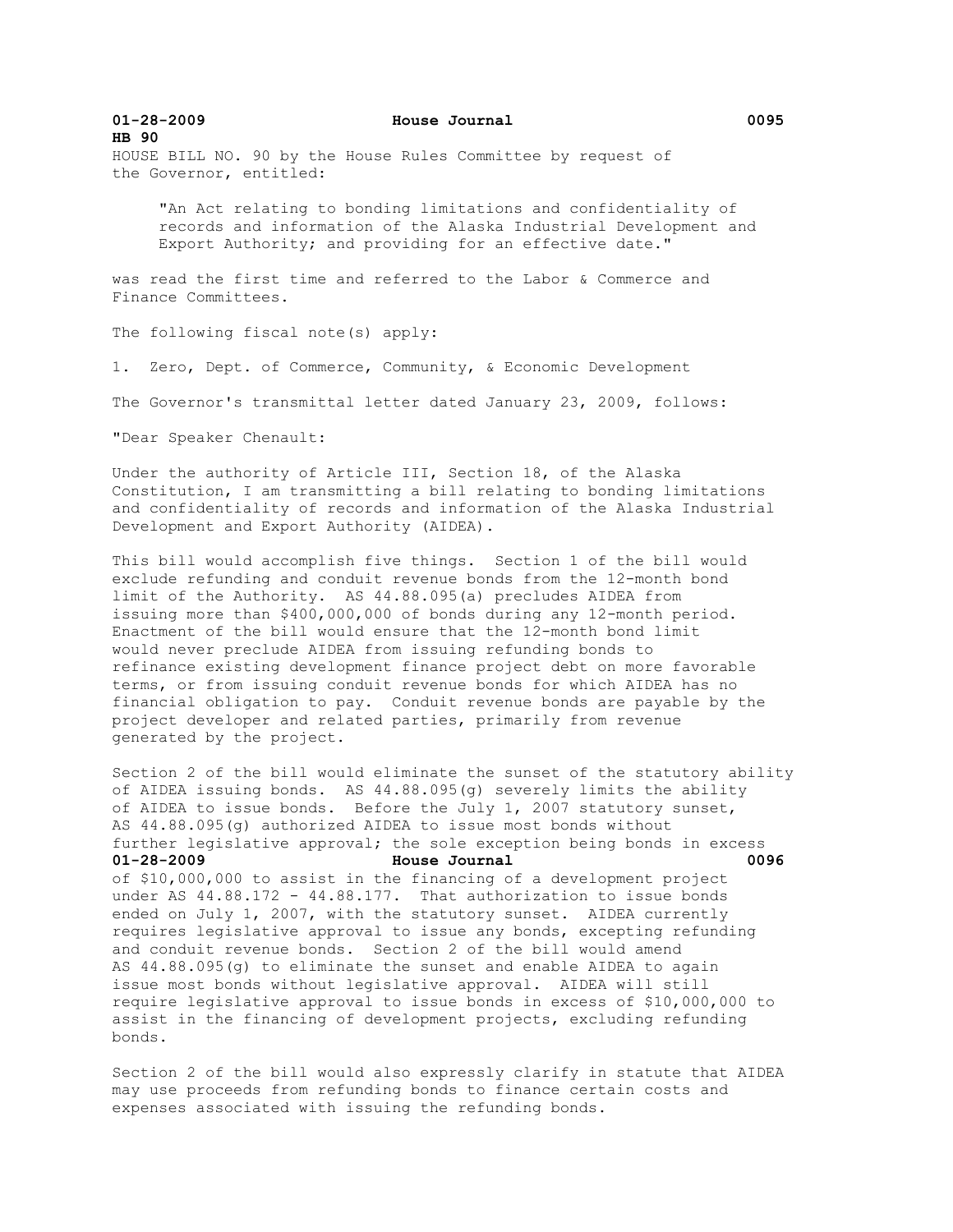**HB 90**

HOUSE BILL NO. 90 by the House Rules Committee by request of the Governor, entitled:

> "An Act relating to bonding limitations and confidentiality of records and information of the Alaska Industrial Development and Export Authority; and providing for an effective date."

was read the first time and referred to the Labor & Commerce and Finance Committees.

The following fiscal note(s) apply:

1. Zero, Dept. of Commerce, Community, & Economic Development

The Governor's transmittal letter dated January 23, 2009, follows:

"Dear Speaker Chenault:

Under the authority of Article III, Section 18, of the Alaska Constitution, I am transmitting a bill relating to bonding limitations and confidentiality of records and information of the Alaska Industrial Development and Export Authority (AIDEA).

This bill would accomplish five things. Section 1 of the bill would exclude refunding and conduit revenue bonds from the 12-month bond limit of the Authority. AS 44.88.095(a) precludes AIDEA from issuing more than $400,000,000 of bonds during any 12-month period. Enactment of the bill would ensure that the 12-month bond limit would never preclude AIDEA from issuing refunding bonds to refinance existing development finance project debt on more favorable terms, or from issuing conduit revenue bonds for which AIDEA has no financial obligation to pay. Conduit revenue bonds are payable by the project developer and related parties, primarily from revenue generated by the project.

Section 2 of the bill would eliminate the sunset of the statutory ability of AIDEA issuing bonds. AS 44.88.095(g) severely limits the ability of AIDEA to issue bonds. Before the July 1, 2007 statutory sunset, AS 44.88.095(g) authorized AIDEA to issue most bonds without further legislative approval; the sole exception being bonds in excess of $10,000,000 to assist in the financing of a development project under AS 44.88.172 - 44.88.177. That authorization to issue bonds ended on July 1, 2007, with the statutory sunset. AIDEA currently requires legislative approval to issue any bonds, excepting refunding and conduit revenue bonds. Section 2 of the bill would amend AS 44.88.095(g) to eliminate the sunset and enable AIDEA to again issue most bonds without legislative approval. AIDEA will still require legislative approval to issue bonds in excess of $10,000,000 to assist in the financing of development projects, excluding refunding bonds.

Section 2 of the bill would also expressly clarify in statute that AIDEA may use proceeds from refunding bonds to finance certain costs and expenses associated with issuing the refunding bonds.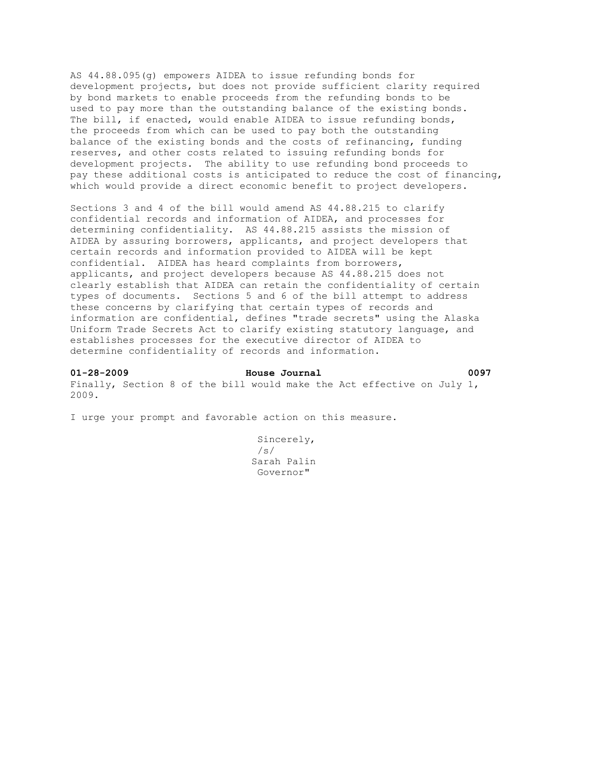AS 44.88.095(g) empowers AIDEA to issue refunding bonds for development projects, but does not provide sufficient clarity required by bond markets to enable proceeds from the refunding bonds to be used to pay more than the outstanding balance of the existing bonds. The bill, if enacted, would enable AIDEA to issue refunding bonds, the proceeds from which can be used to pay both the outstanding balance of the existing bonds and the costs of refinancing, funding reserves, and other costs related to issuing refunding bonds for development projects. The ability to use refunding bond proceeds to pay these additional costs is anticipated to reduce the cost of financing, which would provide a direct economic benefit to project developers.

Sections 3 and 4 of the bill would amend AS 44.88.215 to clarify confidential records and information of AIDEA, and processes for determining confidentiality. AS 44.88.215 assists the mission of AIDEA by assuring borrowers, applicants, and project developers that certain records and information provided to AIDEA will be kept confidential. AIDEA has heard complaints from borrowers, applicants, and project developers because AS 44.88.215 does not clearly establish that AIDEA can retain the confidentiality of certain types of documents. Sections 5 and 6 of the bill attempt to address these concerns by clarifying that certain types of records and information are confidential, defines "trade secrets" using the Alaska Uniform Trade Secrets Act to clarify existing statutory language, and establishes processes for the executive director of AIDEA to determine confidentiality of records and information.

Finally, Section 8 of the bill would make the Act effective on July 1, 2009.

I urge your prompt and favorable action on this measure.

Sincerely,
/s/
Sarah Palin
Governor"